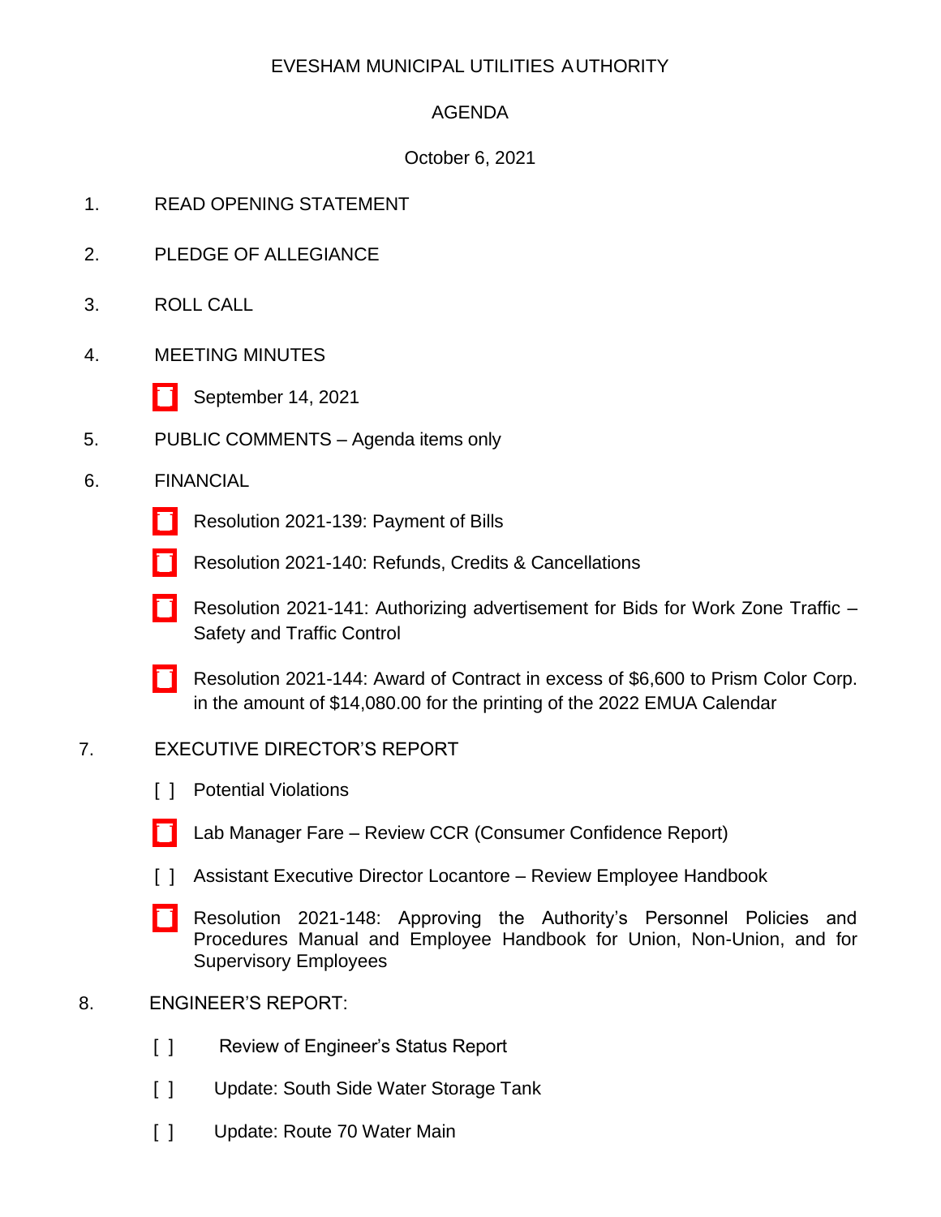EVESHAM MUNICIPAL UTILITIES AUTHORITY

AGENDA

October 6, 2021

1. READ OPENING STATEMENT

2. PLEDGE OF ALLEGIANCE

3. ROLL CALL

4. MEETING MINUTES

   [ ] September 14, 2021

5. PUBLIC COMMENTS – Agenda items only

6. FINANCIAL

   [ ] Resolution 2021-139: Payment of Bills

   [ ] Resolution 2021-140: Refunds, Credits & Cancellations

   [ ] Resolution 2021-141: Authorizing advertisement for Bids for Work Zone Traffic – Safety and Traffic Control

   [ ] Resolution 2021-144: Award of Contract in excess of $6,600 to Prism Color Corp. in the amount of $14,080.00 for the printing of the 2022 EMUA Calendar

7. EXECUTIVE DIRECTOR'S REPORT

   [ ] Potential Violations

   [ ] Lab Manager Fare – Review CCR (Consumer Confidence Report)

   [ ] Assistant Executive Director Locantore – Review Employee Handbook

   [ ] Resolution 2021-148: Approving the Authority's Personnel Policies and Procedures Manual and Employee Handbook for Union, Non-Union, and for Supervisory Employees

8. ENGINEER'S REPORT:

   [ ] Review of Engineer's Status Report

   [ ] Update: South Side Water Storage Tank

   [ ] Update: Route 70 Water Main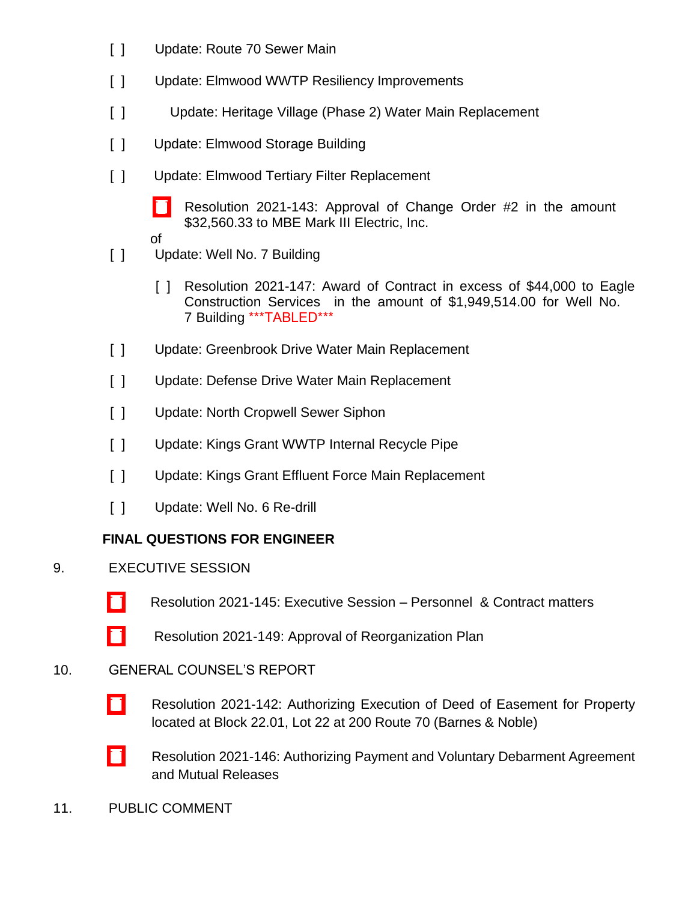- [ ] Update: Route 70 Sewer Main
- [ ] Update: Elmwood WWTP Resiliency Improvements
- [ ] Update: Heritage Village (Phase 2) Water Main Replacement
- [ ] Update: Elmwood Storage Building
- [ ] Update: Elmwood Tertiary Filter Replacement
  - [ ] Resolution 2021-143: Approval of Change Order #2 in the amount of $32,560.33 to MBE Mark III Electric, Inc.
- [ ] Update: Well No. 7 Building
  - [ ] Resolution 2021-147: Award of Contract in excess of $44,000 to Eagle Construction Services in the amount of $1,949,514.00 for Well No. 7 Building ***TABLED***
- [ ] Update: Greenbrook Drive Water Main Replacement
- [ ] Update: Defense Drive Water Main Replacement
- [ ] Update: North Cropwell Sewer Siphon
- [ ] Update: Kings Grant WWTP Internal Recycle Pipe
- [ ] Update: Kings Grant Effluent Force Main Replacement
- [ ] Update: Well No. 6 Re-drill

**FINAL QUESTIONS FOR ENGINEER**

9. EXECUTIVE SESSION

- [ ] Resolution 2021-145: Executive Session – Personnel & Contract matters
- [ ] Resolution 2021-149: Approval of Reorganization Plan

10. GENERAL COUNSEL'S REPORT

- [ ] Resolution 2021-142: Authorizing Execution of Deed of Easement for Property located at Block 22.01, Lot 22 at 200 Route 70 (Barnes & Noble)
- [ ] Resolution 2021-146: Authorizing Payment and Voluntary Debarment Agreement and Mutual Releases

11. PUBLIC COMMENT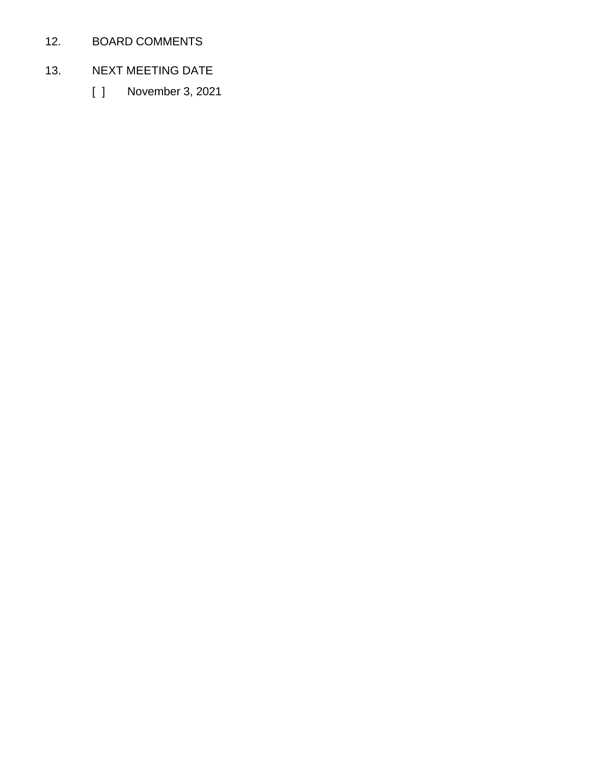12. BOARD COMMENTS

13. NEXT MEETING DATE

    [ ] November 3, 2021